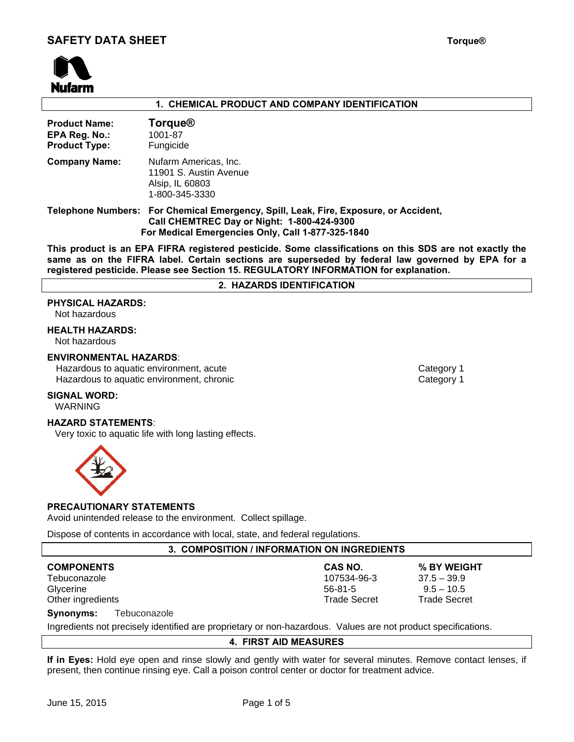# SAFETY DATA SHEET

**Torque®**

## 1. CHEMICAL PRODUCT AND COMPANY IDENTIFICATION

**Product Name:** **Torque®**
**EPA Reg. No.:** 1001-87
**Product Type:** Fungicide

**Company Name:** Nufarm Americas, Inc.
11901 S. Austin Avenue
Alsip, IL 60803
1-800-345-3330

**Telephone Numbers:** **For Chemical Emergency, Spill, Leak, Fire, Exposure, or Accident, Call CHEMTREC Day or Night: 1-800-424-9300**
**For Medical Emergencies Only, Call 1-877-325-1840**

**This product is an EPA FIFRA registered pesticide. Some classifications on this SDS are not exactly the same as on the FIFRA label. Certain sections are superseded by federal law governed by EPA for a registered pesticide. Please see Section 15. REGULATORY INFORMATION for explanation.**

## 2. HAZARDS IDENTIFICATION

**PHYSICAL HAZARDS:**
Not hazardous

**HEALTH HAZARDS:**
Not hazardous

**ENVIRONMENTAL HAZARDS**:

| | |
|---|---|
| Hazardous to aquatic environment, acute | Category 1 |
| Hazardous to aquatic environment, chronic | Category 1 |

**SIGNAL WORD:**
WARNING

**HAZARD STATEMENTS**:
Very toxic to aquatic life with long lasting effects.

**PRECAUTIONARY STATEMENTS**
Avoid unintended release to the environment. Collect spillage.

Dispose of contents in accordance with local, state, and federal regulations.

## 3. COMPOSITION / INFORMATION ON INGREDIENTS

| COMPONENTS | CAS NO. | % BY WEIGHT |
|---|---|---|
| Tebuconazole | 107534-96-3 | 37.5 – 39.9 |
| Glycerine | 56-81-5 | 9.5 – 10.5 |
| Other ingredients | Trade Secret | Trade Secret |

**Synonyms:** Tebuconazole

Ingredients not precisely identified are proprietary or non-hazardous. Values are not product specifications.

## 4. FIRST AID MEASURES

**If in Eyes:** Hold eye open and rinse slowly and gently with water for several minutes. Remove contact lenses, if present, then continue rinsing eye. Call a poison control center or doctor for treatment advice.

June 15, 2015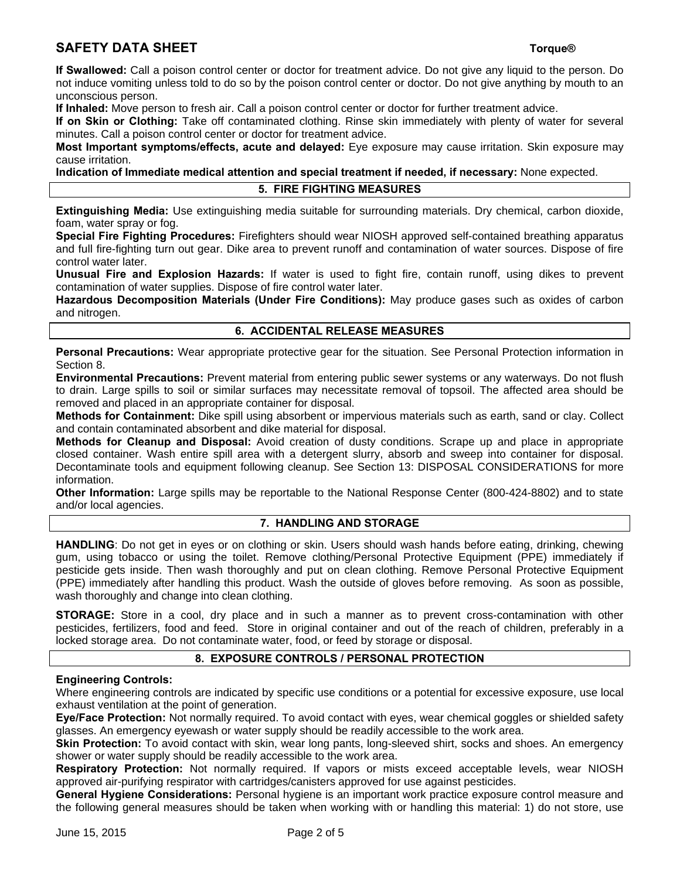**If Swallowed:** Call a poison control center or doctor for treatment advice. Do not give any liquid to the person. Do not induce vomiting unless told to do so by the poison control center or doctor. Do not give anything by mouth to an unconscious person.

**If Inhaled:** Move person to fresh air. Call a poison control center or doctor for further treatment advice.

**If on Skin or Clothing:** Take off contaminated clothing. Rinse skin immediately with plenty of water for several minutes. Call a poison control center or doctor for treatment advice.

**Most Important symptoms/effects, acute and delayed:** Eye exposure may cause irritation. Skin exposure may cause irritation.

**Indication of Immediate medical attention and special treatment if needed, if necessary:** None expected.

## 5. FIRE FIGHTING MEASURES

**Extinguishing Media:** Use extinguishing media suitable for surrounding materials. Dry chemical, carbon dioxide, foam, water spray or fog.

**Special Fire Fighting Procedures:** Firefighters should wear NIOSH approved self-contained breathing apparatus and full fire-fighting turn out gear. Dike area to prevent runoff and contamination of water sources. Dispose of fire control water later.

**Unusual Fire and Explosion Hazards:** If water is used to fight fire, contain runoff, using dikes to prevent contamination of water supplies. Dispose of fire control water later.

**Hazardous Decomposition Materials (Under Fire Conditions):** May produce gases such as oxides of carbon and nitrogen.

## 6. ACCIDENTAL RELEASE MEASURES

**Personal Precautions:** Wear appropriate protective gear for the situation. See Personal Protection information in Section 8.

**Environmental Precautions:** Prevent material from entering public sewer systems or any waterways. Do not flush to drain. Large spills to soil or similar surfaces may necessitate removal of topsoil. The affected area should be removed and placed in an appropriate container for disposal.

**Methods for Containment:** Dike spill using absorbent or impervious materials such as earth, sand or clay. Collect and contain contaminated absorbent and dike material for disposal.

**Methods for Cleanup and Disposal:** Avoid creation of dusty conditions. Scrape up and place in appropriate closed container. Wash entire spill area with a detergent slurry, absorb and sweep into container for disposal. Decontaminate tools and equipment following cleanup. See Section 13: DISPOSAL CONSIDERATIONS for more information.

**Other Information:** Large spills may be reportable to the National Response Center (800-424-8802) and to state and/or local agencies.

## 7. HANDLING AND STORAGE

**HANDLING**: Do not get in eyes or on clothing or skin. Users should wash hands before eating, drinking, chewing gum, using tobacco or using the toilet. Remove clothing/Personal Protective Equipment (PPE) immediately if pesticide gets inside. Then wash thoroughly and put on clean clothing. Remove Personal Protective Equipment (PPE) immediately after handling this product. Wash the outside of gloves before removing. As soon as possible, wash thoroughly and change into clean clothing.

**STORAGE:** Store in a cool, dry place and in such a manner as to prevent cross-contamination with other pesticides, fertilizers, food and feed. Store in original container and out of the reach of children, preferably in a locked storage area. Do not contaminate water, food, or feed by storage or disposal.

## 8. EXPOSURE CONTROLS / PERSONAL PROTECTION

**Engineering Controls:**

Where engineering controls are indicated by specific use conditions or a potential for excessive exposure, use local exhaust ventilation at the point of generation.

**Eye/Face Protection:** Not normally required. To avoid contact with eyes, wear chemical goggles or shielded safety glasses. An emergency eyewash or water supply should be readily accessible to the work area.

**Skin Protection:** To avoid contact with skin, wear long pants, long-sleeved shirt, socks and shoes. An emergency shower or water supply should be readily accessible to the work area.

**Respiratory Protection:** Not normally required. If vapors or mists exceed acceptable levels, wear NIOSH approved air-purifying respirator with cartridges/canisters approved for use against pesticides.

**General Hygiene Considerations:** Personal hygiene is an important work practice exposure control measure and the following general measures should be taken when working with or handling this material: 1) do not store, use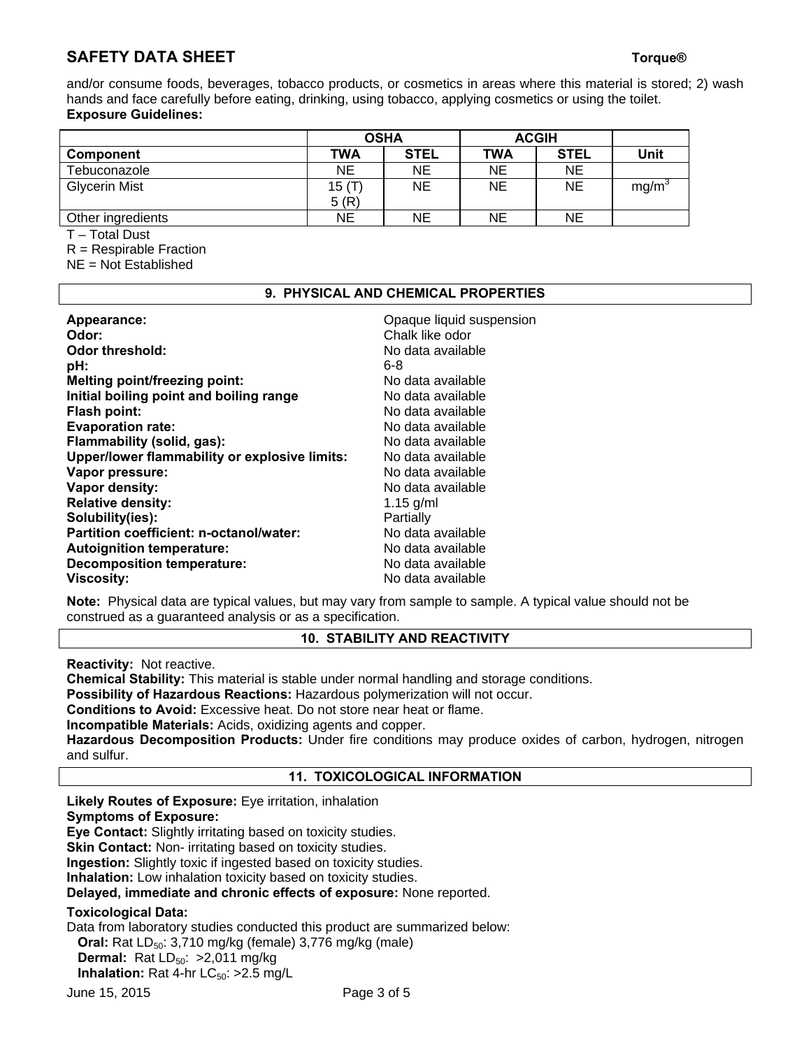and/or consume foods, beverages, tobacco products, or cosmetics in areas where this material is stored; 2) wash hands and face carefully before eating, drinking, using tobacco, applying cosmetics or using the toilet.

**Exposure Guidelines:**

| | OSHA | | ACGIH | | |
|---|---|---|---|---|---|
| **Component** | **TWA** | **STEL** | **TWA** | **STEL** | **Unit** |
| Tebuconazole | NE | NE | NE | NE | |
| Glycerin Mist | 15 (T) 5 (R) | NE | NE | NE | $mg/m^3$ |
| Other ingredients | NE | NE | NE | NE | |

T – Total Dust
R = Respirable Fraction
NE = Not Established

## 9. PHYSICAL AND CHEMICAL PROPERTIES

**Appearance:** Opaque liquid suspension
**Odor:** Chalk like odor
**Odor threshold:** No data available
**pH:** 6-8
**Melting point/freezing point:** No data available
**Initial boiling point and boiling range** No data available
**Flash point:** No data available
**Evaporation rate:** No data available
**Flammability (solid, gas):** No data available
**Upper/lower flammability or explosive limits:** No data available
**Vapor pressure:** No data available
**Vapor density:** No data available
**Relative density:** 1.15 g/ml
**Solubility(ies):** Partially
**Partition coefficient: n-octanol/water:** No data available
**Autoignition temperature:** No data available
**Decomposition temperature:** No data available
**Viscosity:** No data available

**Note:** Physical data are typical values, but may vary from sample to sample. A typical value should not be construed as a guaranteed analysis or as a specification.

## 10. STABILITY AND REACTIVITY

**Reactivity:** Not reactive.
**Chemical Stability:** This material is stable under normal handling and storage conditions.
**Possibility of Hazardous Reactions:** Hazardous polymerization will not occur.
**Conditions to Avoid:** Excessive heat. Do not store near heat or flame.
**Incompatible Materials:** Acids, oxidizing agents and copper.
**Hazardous Decomposition Products:** Under fire conditions may produce oxides of carbon, hydrogen, nitrogen and sulfur.

## 11. TOXICOLOGICAL INFORMATION

**Likely Routes of Exposure:** Eye irritation, inhalation
**Symptoms of Exposure:**
**Eye Contact:** Slightly irritating based on toxicity studies.
**Skin Contact:** Non- irritating based on toxicity studies.
**Ingestion:** Slightly toxic if ingested based on toxicity studies.
**Inhalation:** Low inhalation toxicity based on toxicity studies.
**Delayed, immediate and chronic effects of exposure:** None reported.

**Toxicological Data:**
Data from laboratory studies conducted this product are summarized below:
**Oral:** Rat $LD_{50}$: 3,710 mg/kg (female) 3,776 mg/kg (male)
**Dermal:** Rat $LD_{50}$: >2,011 mg/kg
**Inhalation:** Rat 4-hr $LC_{50}$: >2.5 mg/L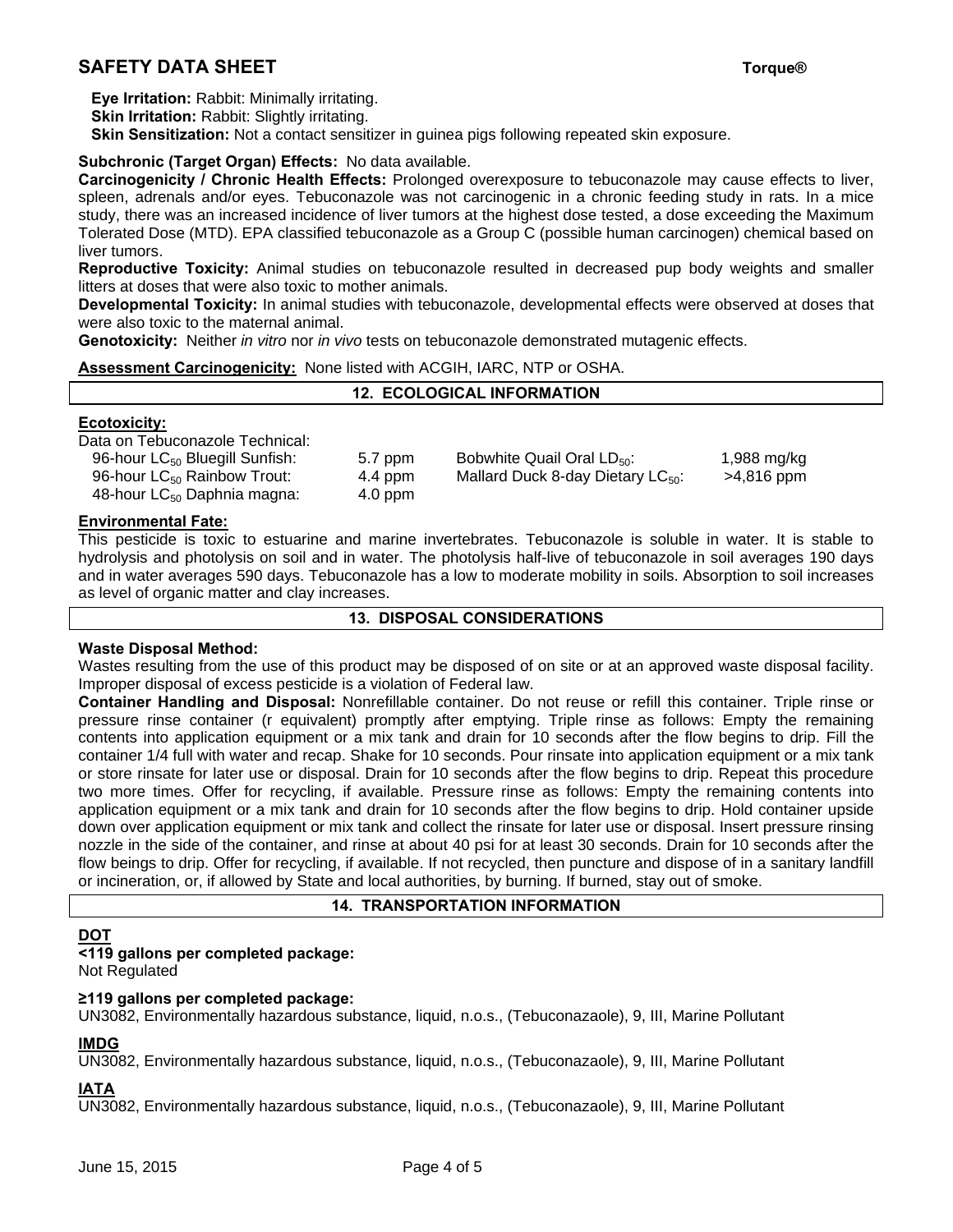**Eye Irritation:** Rabbit: Minimally irritating.
**Skin Irritation:** Rabbit: Slightly irritating.
**Skin Sensitization:** Not a contact sensitizer in guinea pigs following repeated skin exposure.

**Subchronic (Target Organ) Effects:** No data available.
**Carcinogenicity / Chronic Health Effects:** Prolonged overexposure to tebuconazole may cause effects to liver, spleen, adrenals and/or eyes. Tebuconazole was not carcinogenic in a chronic feeding study in rats. In a mice study, there was an increased incidence of liver tumors at the highest dose tested, a dose exceeding the Maximum Tolerated Dose (MTD). EPA classified tebuconazole as a Group C (possible human carcinogen) chemical based on liver tumors.
**Reproductive Toxicity:** Animal studies on tebuconazole resulted in decreased pup body weights and smaller litters at doses that were also toxic to mother animals.
**Developmental Toxicity:** In animal studies with tebuconazole, developmental effects were observed at doses that were also toxic to the maternal animal.
**Genotoxicity:** Neither *in vitro* nor *in vivo* tests on tebuconazole demonstrated mutagenic effects.

**Assessment Carcinogenicity:** None listed with ACGIH, IARC, NTP or OSHA.

## 12. ECOLOGICAL INFORMATION

**Ecotoxicity:**

Data on Tebuconazole Technical:

| | | | |
|---|---|---|---|
| 96-hour $LC_{50}$ Bluegill Sunfish: | 5.7 ppm | Bobwhite Quail Oral $LD_{50}$: | 1,988 mg/kg |
| 96-hour $LC_{50}$ Rainbow Trout: | 4.4 ppm | Mallard Duck 8-day Dietary $LC_{50}$: | >4,816 ppm |
| 48-hour $LC_{50}$ Daphnia magna: | 4.0 ppm | | |

**Environmental Fate:**

This pesticide is toxic to estuarine and marine invertebrates. Tebuconazole is soluble in water. It is stable to hydrolysis and photolysis on soil and in water. The photolysis half-live of tebuconazole in soil averages 190 days and in water averages 590 days. Tebuconazole has a low to moderate mobility in soils. Absorption to soil increases as level of organic matter and clay increases.

## 13. DISPOSAL CONSIDERATIONS

**Waste Disposal Method:**
Wastes resulting from the use of this product may be disposed of on site or at an approved waste disposal facility. Improper disposal of excess pesticide is a violation of Federal law.
**Container Handling and Disposal:** Nonrefillable container. Do not reuse or refill this container. Triple rinse or pressure rinse container (r equivalent) promptly after emptying. Triple rinse as follows: Empty the remaining contents into application equipment or a mix tank and drain for 10 seconds after the flow begins to drip. Fill the container 1/4 full with water and recap. Shake for 10 seconds. Pour rinsate into application equipment or a mix tank or store rinsate for later use or disposal. Drain for 10 seconds after the flow begins to drip. Repeat this procedure two more times. Offer for recycling, if available. Pressure rinse as follows: Empty the remaining contents into application equipment or a mix tank and drain for 10 seconds after the flow begins to drip. Hold container upside down over application equipment or mix tank and collect the rinsate for later use or disposal. Insert pressure rinsing nozzle in the side of the container, and rinse at about 40 psi for at least 30 seconds. Drain for 10 seconds after the flow beings to drip. Offer for recycling, if available. If not recycled, then puncture and dispose of in a sanitary landfill or incineration, or, if allowed by State and local authorities, by burning. If burned, stay out of smoke.

## 14. TRANSPORTATION INFORMATION

**DOT**

**<119 gallons per completed package:**
Not Regulated

**≥119 gallons per completed package:**
UN3082, Environmentally hazardous substance, liquid, n.o.s., (Tebuconazaole), 9, III, Marine Pollutant

**IMDG**
UN3082, Environmentally hazardous substance, liquid, n.o.s., (Tebuconazaole), 9, III, Marine Pollutant

**IATA**
UN3082, Environmentally hazardous substance, liquid, n.o.s., (Tebuconazaole), 9, III, Marine Pollutant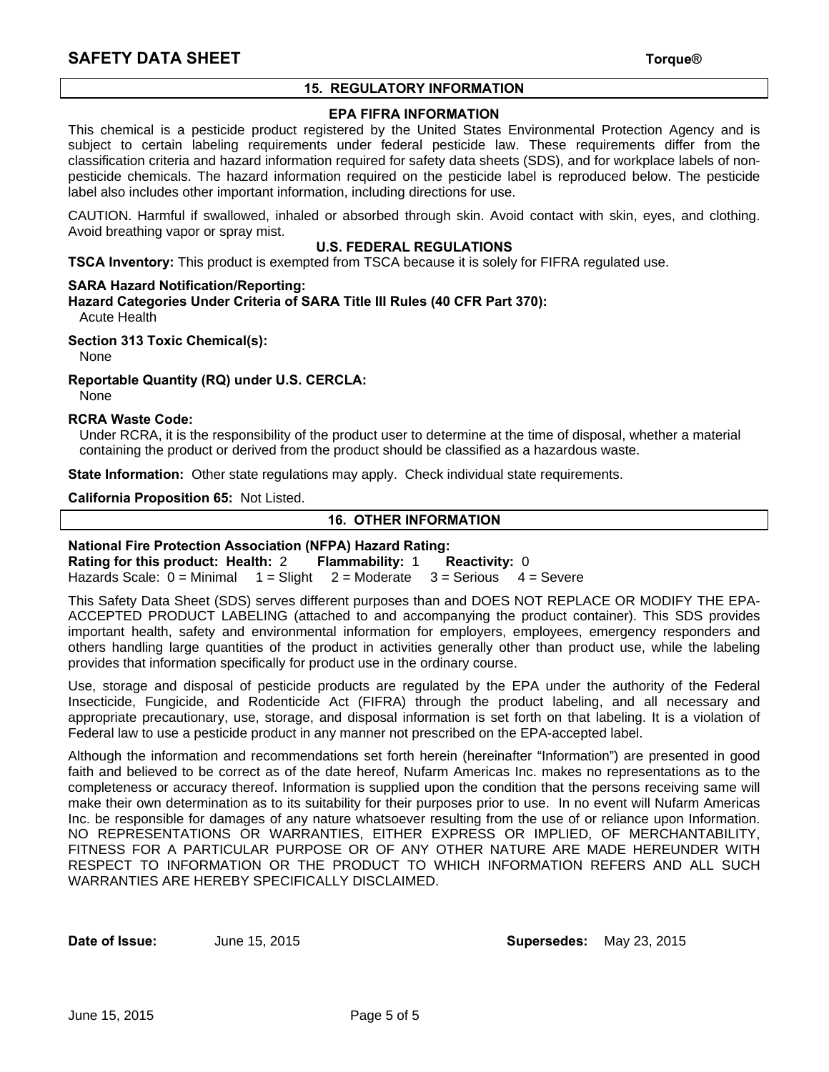## 15. REGULATORY INFORMATION

### EPA FIFRA INFORMATION

This chemical is a pesticide product registered by the United States Environmental Protection Agency and is subject to certain labeling requirements under federal pesticide law. These requirements differ from the classification criteria and hazard information required for safety data sheets (SDS), and for workplace labels of non-pesticide chemicals. The hazard information required on the pesticide label is reproduced below. The pesticide label also includes other important information, including directions for use.

CAUTION. Harmful if swallowed, inhaled or absorbed through skin. Avoid contact with skin, eyes, and clothing. Avoid breathing vapor or spray mist.

### U.S. FEDERAL REGULATIONS

**TSCA Inventory:** This product is exempted from TSCA because it is solely for FIFRA regulated use.

**SARA Hazard Notification/Reporting:**
**Hazard Categories Under Criteria of SARA Title III Rules (40 CFR Part 370):**
Acute Health

**Section 313 Toxic Chemical(s):**
None

**Reportable Quantity (RQ) under U.S. CERCLA:**
None

**RCRA Waste Code:**
Under RCRA, it is the responsibility of the product user to determine at the time of disposal, whether a material containing the product or derived from the product should be classified as a hazardous waste.

**State Information:** Other state regulations may apply. Check individual state requirements.

**California Proposition 65:** Not Listed.

## 16. OTHER INFORMATION

**National Fire Protection Association (NFPA) Hazard Rating:**
**Rating for this product: Health:** 2 **Flammability:** 1 **Reactivity:** 0
Hazards Scale: 0 = Minimal 1 = Slight 2 = Moderate 3 = Serious 4 = Severe

This Safety Data Sheet (SDS) serves different purposes than and DOES NOT REPLACE OR MODIFY THE EPA-ACCEPTED PRODUCT LABELING (attached to and accompanying the product container). This SDS provides important health, safety and environmental information for employers, employees, emergency responders and others handling large quantities of the product in activities generally other than product use, while the labeling provides that information specifically for product use in the ordinary course.

Use, storage and disposal of pesticide products are regulated by the EPA under the authority of the Federal Insecticide, Fungicide, and Rodenticide Act (FIFRA) through the product labeling, and all necessary and appropriate precautionary, use, storage, and disposal information is set forth on that labeling. It is a violation of Federal law to use a pesticide product in any manner not prescribed on the EPA-accepted label.

Although the information and recommendations set forth herein (hereinafter "Information") are presented in good faith and believed to be correct as of the date hereof, Nufarm Americas Inc. makes no representations as to the completeness or accuracy thereof. Information is supplied upon the condition that the persons receiving same will make their own determination as to its suitability for their purposes prior to use. In no event will Nufarm Americas Inc. be responsible for damages of any nature whatsoever resulting from the use of or reliance upon Information. NO REPRESENTATIONS OR WARRANTIES, EITHER EXPRESS OR IMPLIED, OF MERCHANTABILITY, FITNESS FOR A PARTICULAR PURPOSE OR OF ANY OTHER NATURE ARE MADE HEREUNDER WITH RESPECT TO INFORMATION OR THE PRODUCT TO WHICH INFORMATION REFERS AND ALL SUCH WARRANTIES ARE HEREBY SPECIFICALLY DISCLAIMED.

**Date of Issue:** June 15, 2015 **Supersedes:** May 23, 2015